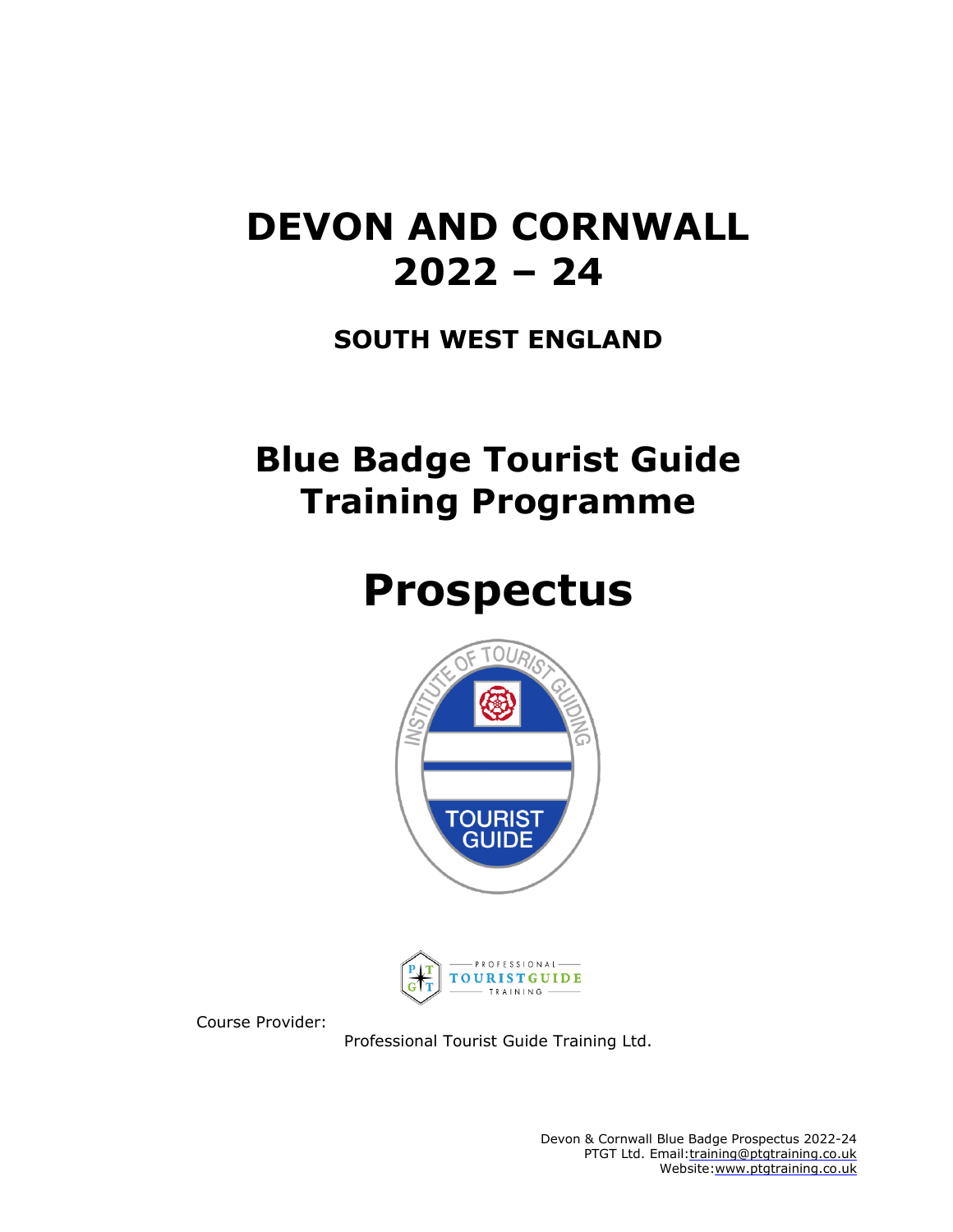# DEVON AND CORNWALL 2022 – 24

## SOUTH WEST ENGLAND

# Blue Badge Tourist Guide Training Programme

# Prospectus

Course Provider:

Professional Tourist Guide Training Ltd.

Devon & Cornwall Blue Badge Prospectus 2022-24
PTGT Ltd. Email: training@ptgtraining.co.uk
Website: www.ptgtraining.co.uk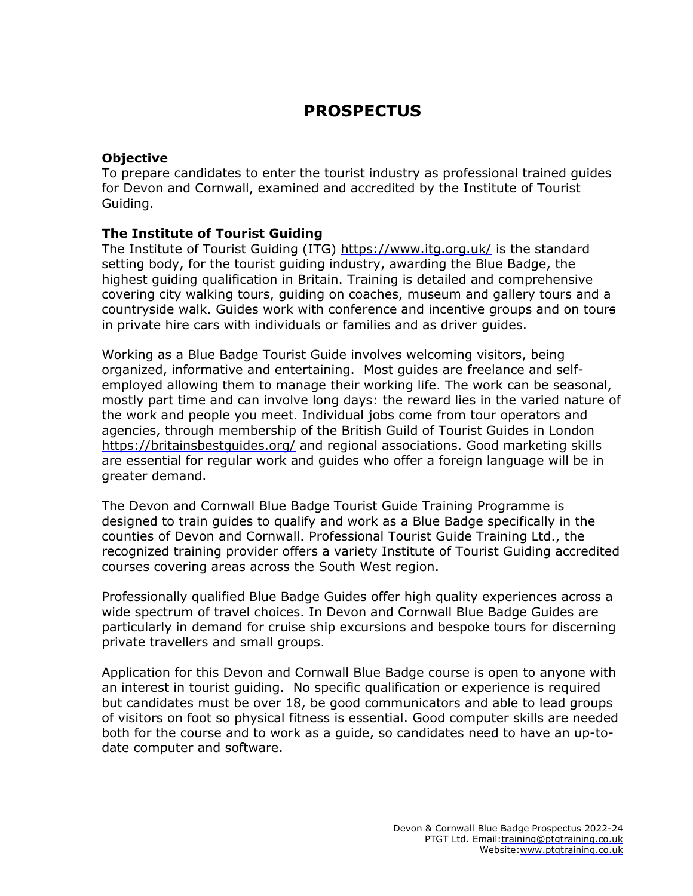# PROSPECTUS

### Objective

To prepare candidates to enter the tourist industry as professional trained guides for Devon and Cornwall, examined and accredited by the Institute of Tourist Guiding.

### The Institute of Tourist Guiding

The Institute of Tourist Guiding (ITG) https://www.itg.org.uk/ is the standard setting body, for the tourist guiding industry, awarding the Blue Badge, the highest guiding qualification in Britain. Training is detailed and comprehensive covering city walking tours, guiding on coaches, museum and gallery tours and a countryside walk. Guides work with conference and incentive groups and on tours in private hire cars with individuals or families and as driver guides.

Working as a Blue Badge Tourist Guide involves welcoming visitors, being organized, informative and entertaining. Most guides are freelance and self-employed allowing them to manage their working life. The work can be seasonal, mostly part time and can involve long days: the reward lies in the varied nature of the work and people you meet. Individual jobs come from tour operators and agencies, through membership of the British Guild of Tourist Guides in London https://britainsbestguides.org/ and regional associations. Good marketing skills are essential for regular work and guides who offer a foreign language will be in greater demand.

The Devon and Cornwall Blue Badge Tourist Guide Training Programme is designed to train guides to qualify and work as a Blue Badge specifically in the counties of Devon and Cornwall. Professional Tourist Guide Training Ltd., the recognized training provider offers a variety Institute of Tourist Guiding accredited courses covering areas across the South West region.

Professionally qualified Blue Badge Guides offer high quality experiences across a wide spectrum of travel choices. In Devon and Cornwall Blue Badge Guides are particularly in demand for cruise ship excursions and bespoke tours for discerning private travellers and small groups.

Application for this Devon and Cornwall Blue Badge course is open to anyone with an interest in tourist guiding. No specific qualification or experience is required but candidates must be over 18, be good communicators and able to lead groups of visitors on foot so physical fitness is essential. Good computer skills are needed both for the course and to work as a guide, so candidates need to have an up-to-date computer and software.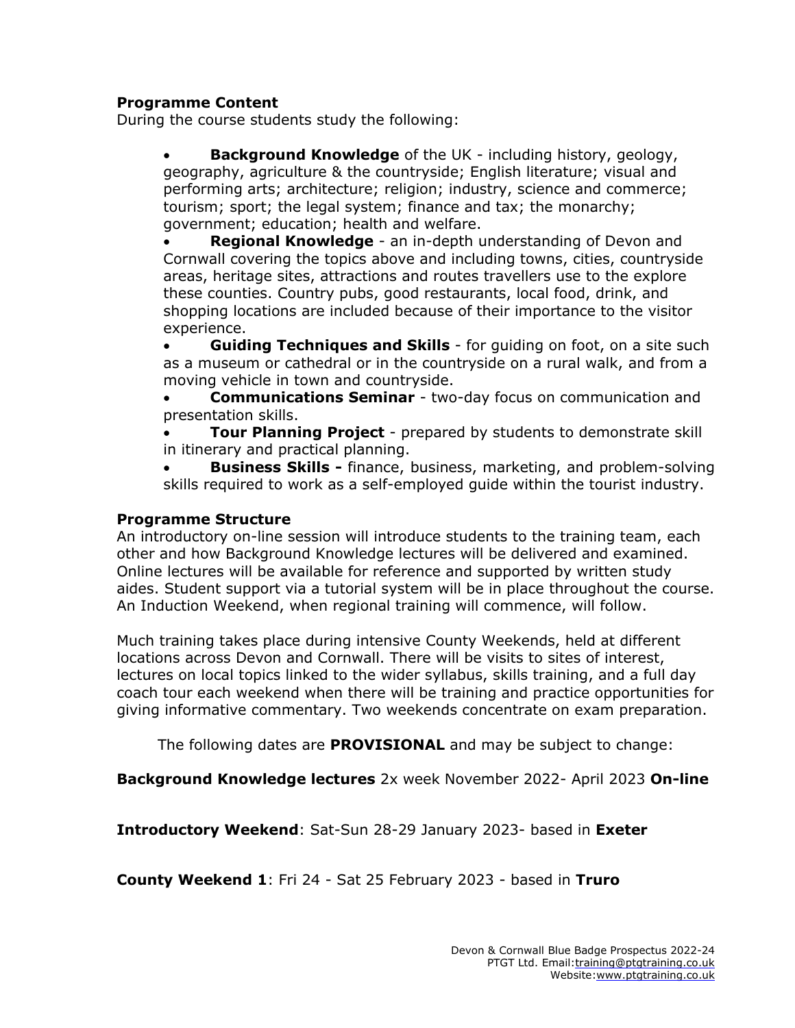## Programme Content

During the course students study the following:

- **Background Knowledge** of the UK - including history, geology, geography, agriculture & the countryside; English literature; visual and performing arts; architecture; religion; industry, science and commerce; tourism; sport; the legal system; finance and tax; the monarchy; government; education; health and welfare.
- **Regional Knowledge** - an in-depth understanding of Devon and Cornwall covering the topics above and including towns, cities, countryside areas, heritage sites, attractions and routes travellers use to the explore these counties. Country pubs, good restaurants, local food, drink, and shopping locations are included because of their importance to the visitor experience.
- **Guiding Techniques and Skills** - for guiding on foot, on a site such as a museum or cathedral or in the countryside on a rural walk, and from a moving vehicle in town and countryside.
- **Communications Seminar** - two-day focus on communication and presentation skills.
- **Tour Planning Project** - prepared by students to demonstrate skill in itinerary and practical planning.
- **Business Skills -** finance, business, marketing, and problem-solving skills required to work as a self-employed guide within the tourist industry.

## Programme Structure

An introductory on-line session will introduce students to the training team, each other and how Background Knowledge lectures will be delivered and examined. Online lectures will be available for reference and supported by written study aides. Student support via a tutorial system will be in place throughout the course. An Induction Weekend, when regional training will commence, will follow.

Much training takes place during intensive County Weekends, held at different locations across Devon and Cornwall. There will be visits to sites of interest, lectures on local topics linked to the wider syllabus, skills training, and a full day coach tour each weekend when there will be training and practice opportunities for giving informative commentary. Two weekends concentrate on exam preparation.

The following dates are **PROVISIONAL** and may be subject to change:

**Background Knowledge lectures** 2x week November 2022- April 2023 **On-line**

**Introductory Weekend**: Sat-Sun 28-29 January 2023- based in **Exeter**

**County Weekend 1**: Fri 24 - Sat 25 February 2023 - based in **Truro**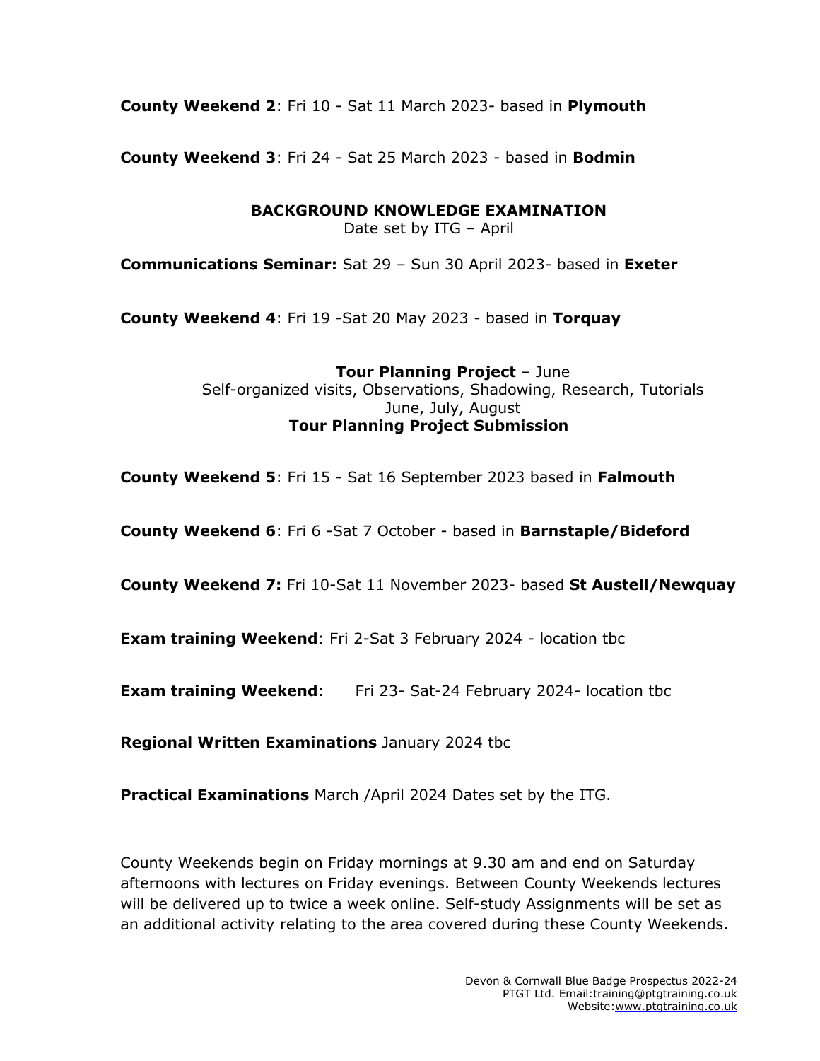**County Weekend 2**: Fri 10 - Sat 11 March 2023- based in **Plymouth**

**County Weekend 3**: Fri 24 - Sat 25 March 2023 - based in **Bodmin**

**BACKGROUND KNOWLEDGE EXAMINATION**
Date set by ITG – April

**Communications Seminar:** Sat 29 – Sun 30 April 2023- based in **Exeter**

**County Weekend 4**: Fri 19 -Sat 20 May 2023 - based in **Torquay**

**Tour Planning Project** – June
Self-organized visits, Observations, Shadowing, Research, Tutorials
June, July, August
**Tour Planning Project Submission**

**County Weekend 5**: Fri 15 - Sat 16 September 2023 based in **Falmouth**

**County Weekend 6**: Fri 6 -Sat 7 October - based in **Barnstaple/Bideford**

**County Weekend 7:** Fri 10-Sat 11 November 2023- based **St Austell/Newquay**

**Exam training Weekend**: Fri 2-Sat 3 February 2024 - location tbc

**Exam training Weekend**: Fri 23- Sat-24 February 2024- location tbc

**Regional Written Examinations** January 2024 tbc

**Practical Examinations** March /April 2024 Dates set by the ITG.

County Weekends begin on Friday mornings at 9.30 am and end on Saturday afternoons with lectures on Friday evenings. Between County Weekends lectures will be delivered up to twice a week online. Self-study Assignments will be set as an additional activity relating to the area covered during these County Weekends.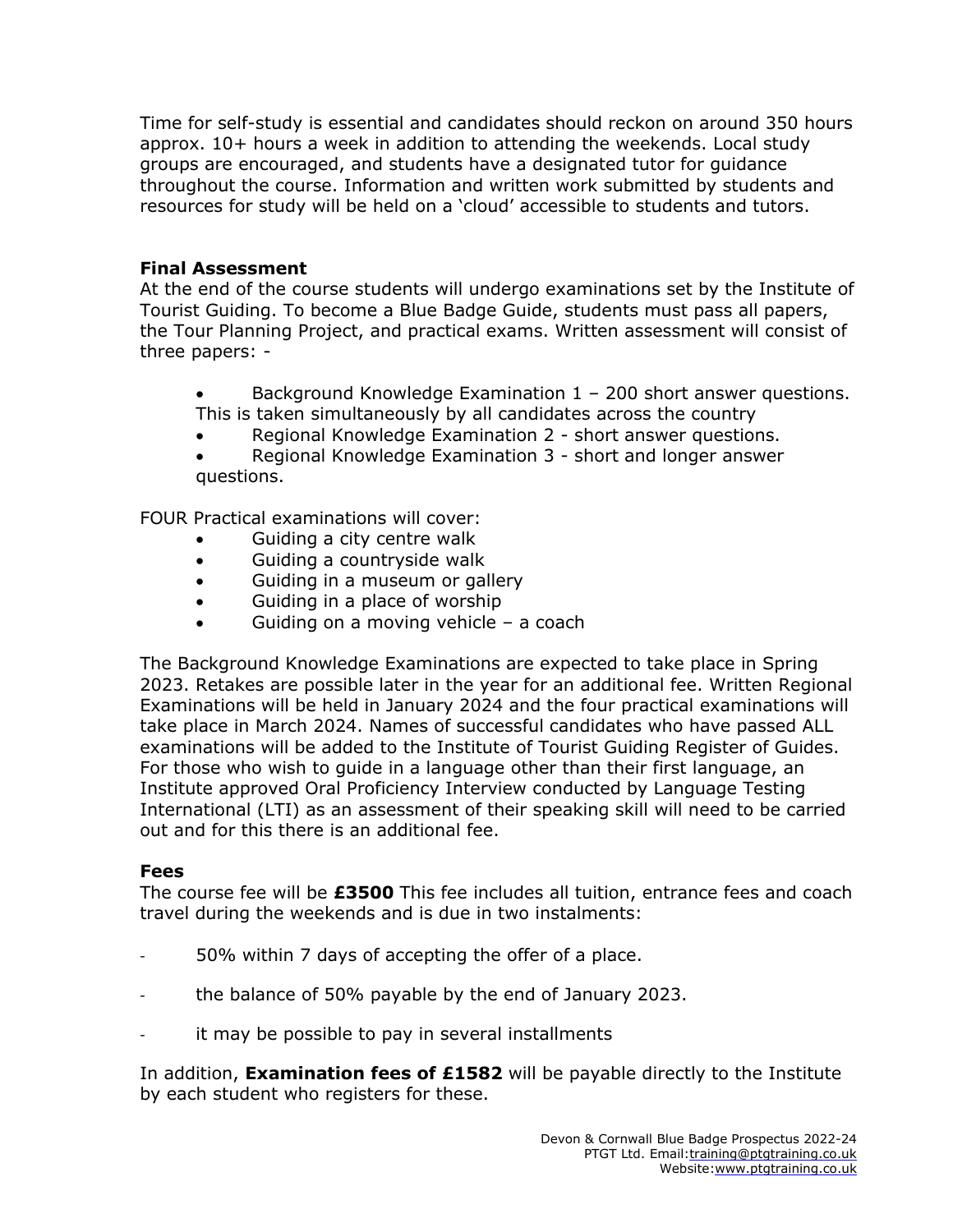Time for self-study is essential and candidates should reckon on around 350 hours approx. 10+ hours a week in addition to attending the weekends. Local study groups are encouraged, and students have a designated tutor for guidance throughout the course. Information and written work submitted by students and resources for study will be held on a 'cloud' accessible to students and tutors.

**Final Assessment**

At the end of the course students will undergo examinations set by the Institute of Tourist Guiding. To become a Blue Badge Guide, students must pass all papers, the Tour Planning Project, and practical exams. Written assessment will consist of three papers: -

- Background Knowledge Examination 1 – 200 short answer questions. This is taken simultaneously by all candidates across the country
- Regional Knowledge Examination 2 - short answer questions.
- Regional Knowledge Examination 3 - short and longer answer questions.

FOUR Practical examinations will cover:

- Guiding a city centre walk
- Guiding a countryside walk
- Guiding in a museum or gallery
- Guiding in a place of worship
- Guiding on a moving vehicle – a coach

The Background Knowledge Examinations are expected to take place in Spring 2023. Retakes are possible later in the year for an additional fee. Written Regional Examinations will be held in January 2024 and the four practical examinations will take place in March 2024. Names of successful candidates who have passed ALL examinations will be added to the Institute of Tourist Guiding Register of Guides. For those who wish to guide in a language other than their first language, an Institute approved Oral Proficiency Interview conducted by Language Testing International (LTI) as an assessment of their speaking skill will need to be carried out and for this there is an additional fee.

**Fees**

The course fee will be **£3500** This fee includes all tuition, entrance fees and coach travel during the weekends and is due in two instalments:

- 50% within 7 days of accepting the offer of a place.
- the balance of 50% payable by the end of January 2023.
- it may be possible to pay in several installments

In addition, **Examination fees of £1582** will be payable directly to the Institute by each student who registers for these.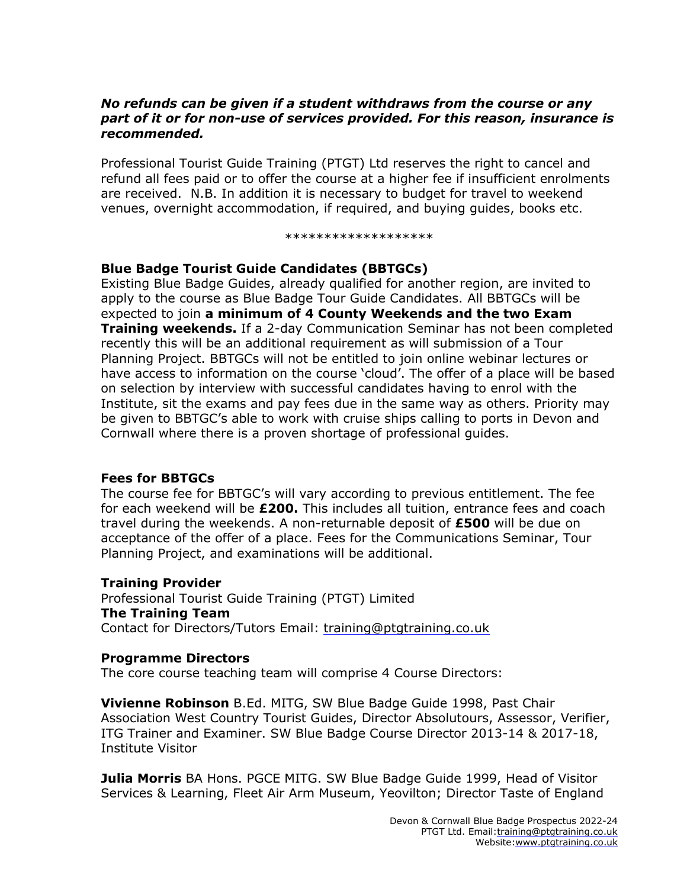***No refunds can be given if a student withdraws from the course or any part of it or for non-use of services provided. For this reason, insurance is recommended.***

Professional Tourist Guide Training (PTGT) Ltd reserves the right to cancel and refund all fees paid or to offer the course at a higher fee if insufficient enrolments are received. N.B. In addition it is necessary to budget for travel to weekend venues, overnight accommodation, if required, and buying guides, books etc.

*******************

### Blue Badge Tourist Guide Candidates (BBTGCs)

Existing Blue Badge Guides, already qualified for another region, are invited to apply to the course as Blue Badge Tour Guide Candidates. All BBTGCs will be expected to join **a minimum of 4 County Weekends and the two Exam Training weekends.** If a 2-day Communication Seminar has not been completed recently this will be an additional requirement as will submission of a Tour Planning Project. BBTGCs will not be entitled to join online webinar lectures or have access to information on the course 'cloud'. The offer of a place will be based on selection by interview with successful candidates having to enrol with the Institute, sit the exams and pay fees due in the same way as others. Priority may be given to BBTGC's able to work with cruise ships calling to ports in Devon and Cornwall where there is a proven shortage of professional guides.

### Fees for BBTGCs

The course fee for BBTGC's will vary according to previous entitlement. The fee for each weekend will be **£200.** This includes all tuition, entrance fees and coach travel during the weekends. A non-returnable deposit of **£500** will be due on acceptance of the offer of a place. Fees for the Communications Seminar, Tour Planning Project, and examinations will be additional.

### Training Provider

Professional Tourist Guide Training (PTGT) Limited

### The Training Team

Contact for Directors/Tutors Email: training@ptgtraining.co.uk

### Programme Directors

The core course teaching team will comprise 4 Course Directors:

**Vivienne Robinson** B.Ed. MITG, SW Blue Badge Guide 1998, Past Chair Association West Country Tourist Guides, Director Absolutours, Assessor, Verifier, ITG Trainer and Examiner. SW Blue Badge Course Director 2013-14 & 2017-18, Institute Visitor

**Julia Morris** BA Hons. PGCE MITG. SW Blue Badge Guide 1999, Head of Visitor Services & Learning, Fleet Air Arm Museum, Yeovilton; Director Taste of England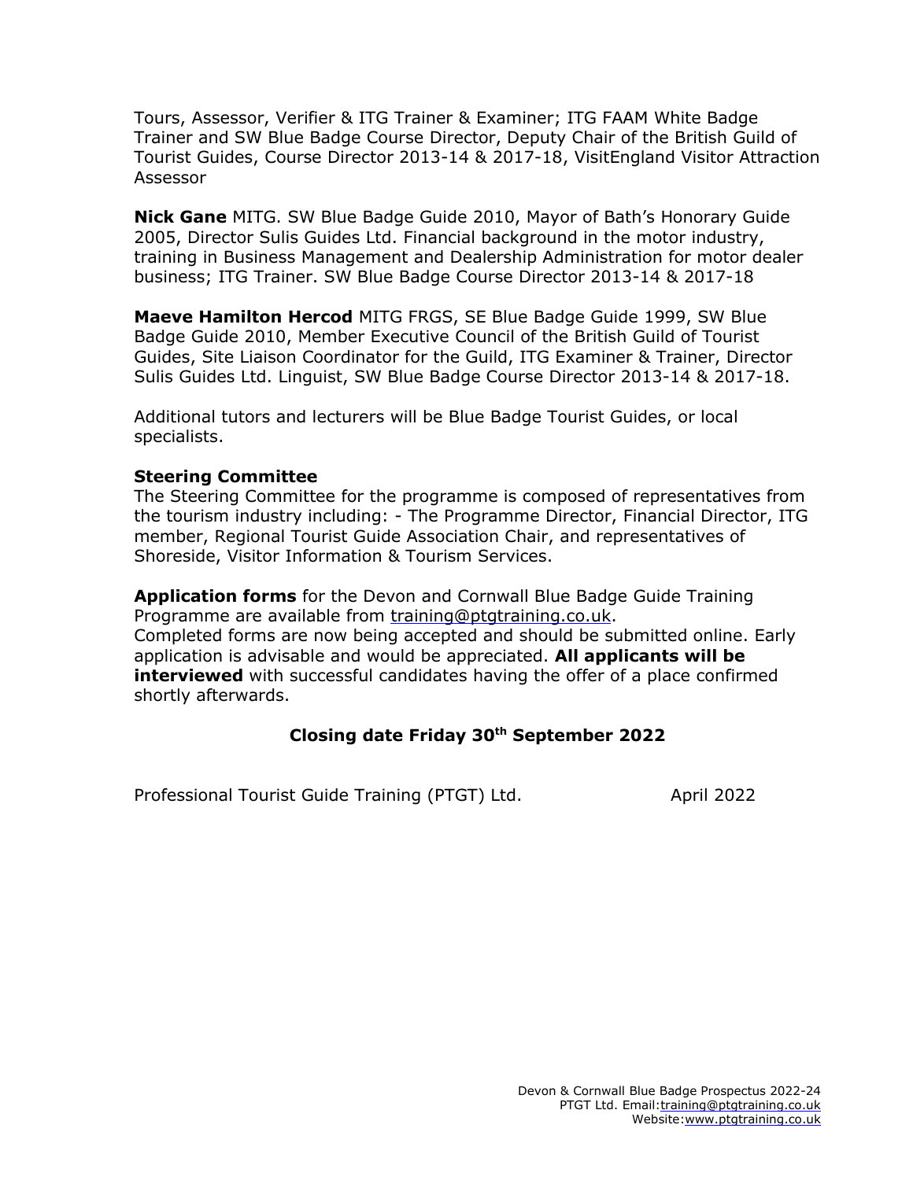Tours, Assessor, Verifier & ITG Trainer & Examiner; ITG FAAM White Badge Trainer and SW Blue Badge Course Director, Deputy Chair of the British Guild of Tourist Guides, Course Director 2013-14 & 2017-18, VisitEngland Visitor Attraction Assessor

**Nick Gane** MITG. SW Blue Badge Guide 2010, Mayor of Bath's Honorary Guide 2005, Director Sulis Guides Ltd. Financial background in the motor industry, training in Business Management and Dealership Administration for motor dealer business; ITG Trainer. SW Blue Badge Course Director 2013-14 & 2017-18

**Maeve Hamilton Hercod** MITG FRGS, SE Blue Badge Guide 1999, SW Blue Badge Guide 2010, Member Executive Council of the British Guild of Tourist Guides, Site Liaison Coordinator for the Guild, ITG Examiner & Trainer, Director Sulis Guides Ltd. Linguist, SW Blue Badge Course Director 2013-14 & 2017-18.

Additional tutors and lecturers will be Blue Badge Tourist Guides, or local specialists.

**Steering Committee**

The Steering Committee for the programme is composed of representatives from the tourism industry including: - The Programme Director, Financial Director, ITG member, Regional Tourist Guide Association Chair, and representatives of Shoreside, Visitor Information & Tourism Services.

**Application forms** for the Devon and Cornwall Blue Badge Guide Training Programme are available from training@ptgtraining.co.uk.
Completed forms are now being accepted and should be submitted online. Early application is advisable and would be appreciated. **All applicants will be interviewed** with successful candidates having the offer of a place confirmed shortly afterwards.

**Closing date Friday 30th September 2022**

Professional Tourist Guide Training (PTGT) Ltd. April 2022